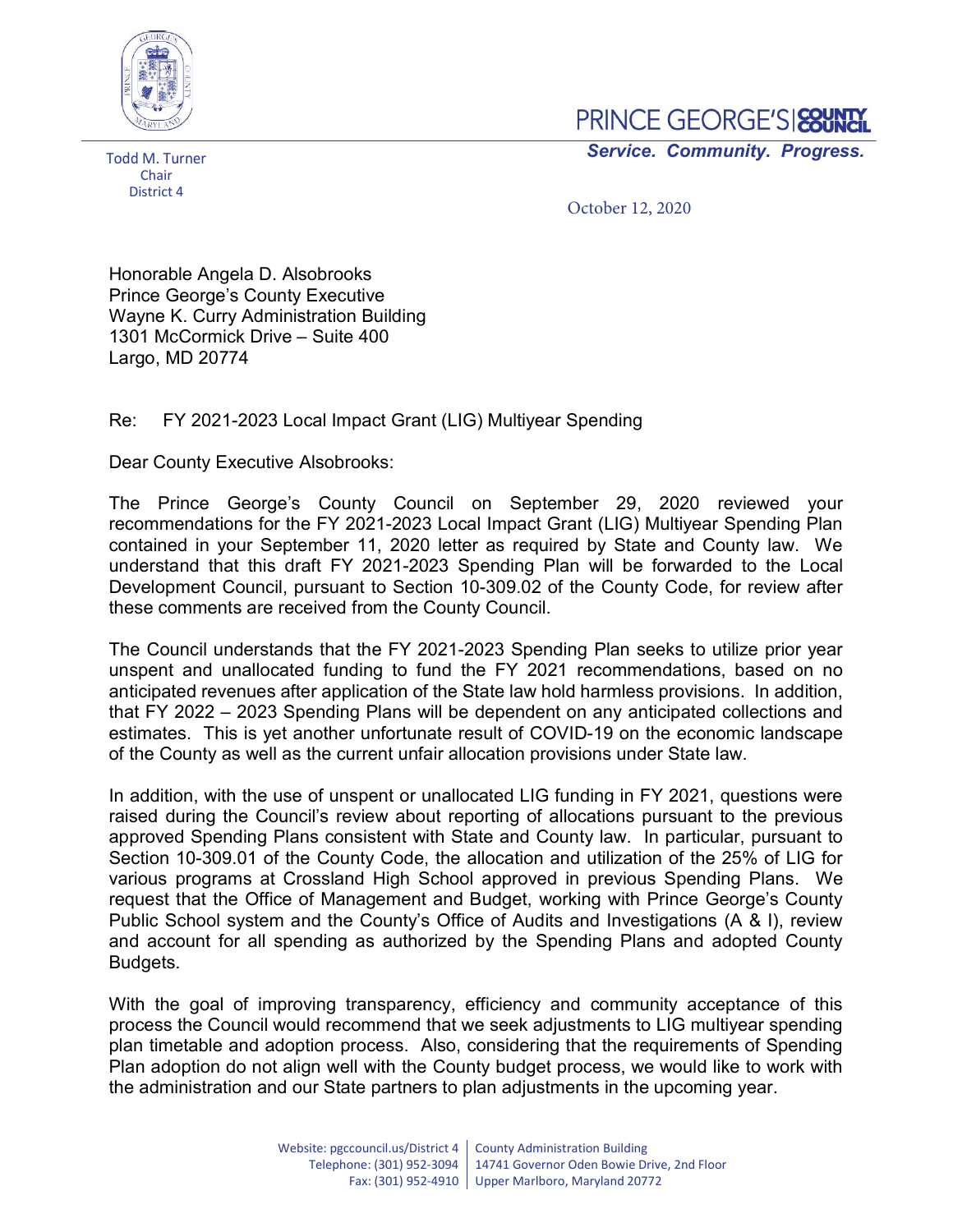PRINCE GEORGE'S COUNTY COUNCIL

*Service. Community. Progress.*

Todd M. Turner
Chair
District 4

October 12, 2020

Honorable Angela D. Alsobrooks
Prince George's County Executive
Wayne K. Curry Administration Building
1301 McCormick Drive – Suite 400
Largo, MD 20774

Re: FY 2021-2023 Local Impact Grant (LIG) Multiyear Spending

Dear County Executive Alsobrooks:

The Prince George's County Council on September 29, 2020 reviewed your recommendations for the FY 2021-2023 Local Impact Grant (LIG) Multiyear Spending Plan contained in your September 11, 2020 letter as required by State and County law. We understand that this draft FY 2021-2023 Spending Plan will be forwarded to the Local Development Council, pursuant to Section 10-309.02 of the County Code, for review after these comments are received from the County Council.

The Council understands that the FY 2021-2023 Spending Plan seeks to utilize prior year unspent and unallocated funding to fund the FY 2021 recommendations, based on no anticipated revenues after application of the State law hold harmless provisions. In addition, that FY 2022 – 2023 Spending Plans will be dependent on any anticipated collections and estimates. This is yet another unfortunate result of COVID-19 on the economic landscape of the County as well as the current unfair allocation provisions under State law.

In addition, with the use of unspent or unallocated LIG funding in FY 2021, questions were raised during the Council's review about reporting of allocations pursuant to the previous approved Spending Plans consistent with State and County law. In particular, pursuant to Section 10-309.01 of the County Code, the allocation and utilization of the 25% of LIG for various programs at Crossland High School approved in previous Spending Plans. We request that the Office of Management and Budget, working with Prince George's County Public School system and the County's Office of Audits and Investigations (A & I), review and account for all spending as authorized by the Spending Plans and adopted County Budgets.

With the goal of improving transparency, efficiency and community acceptance of this process the Council would recommend that we seek adjustments to LIG multiyear spending plan timetable and adoption process. Also, considering that the requirements of Spending Plan adoption do not align well with the County budget process, we would like to work with the administration and our State partners to plan adjustments in the upcoming year.

Website: pgccouncil.us/District 4 | County Administration Building
Telephone: (301) 952-3094 | 14741 Governor Oden Bowie Drive, 2nd Floor
Fax: (301) 952-4910 | Upper Marlboro, Maryland 20772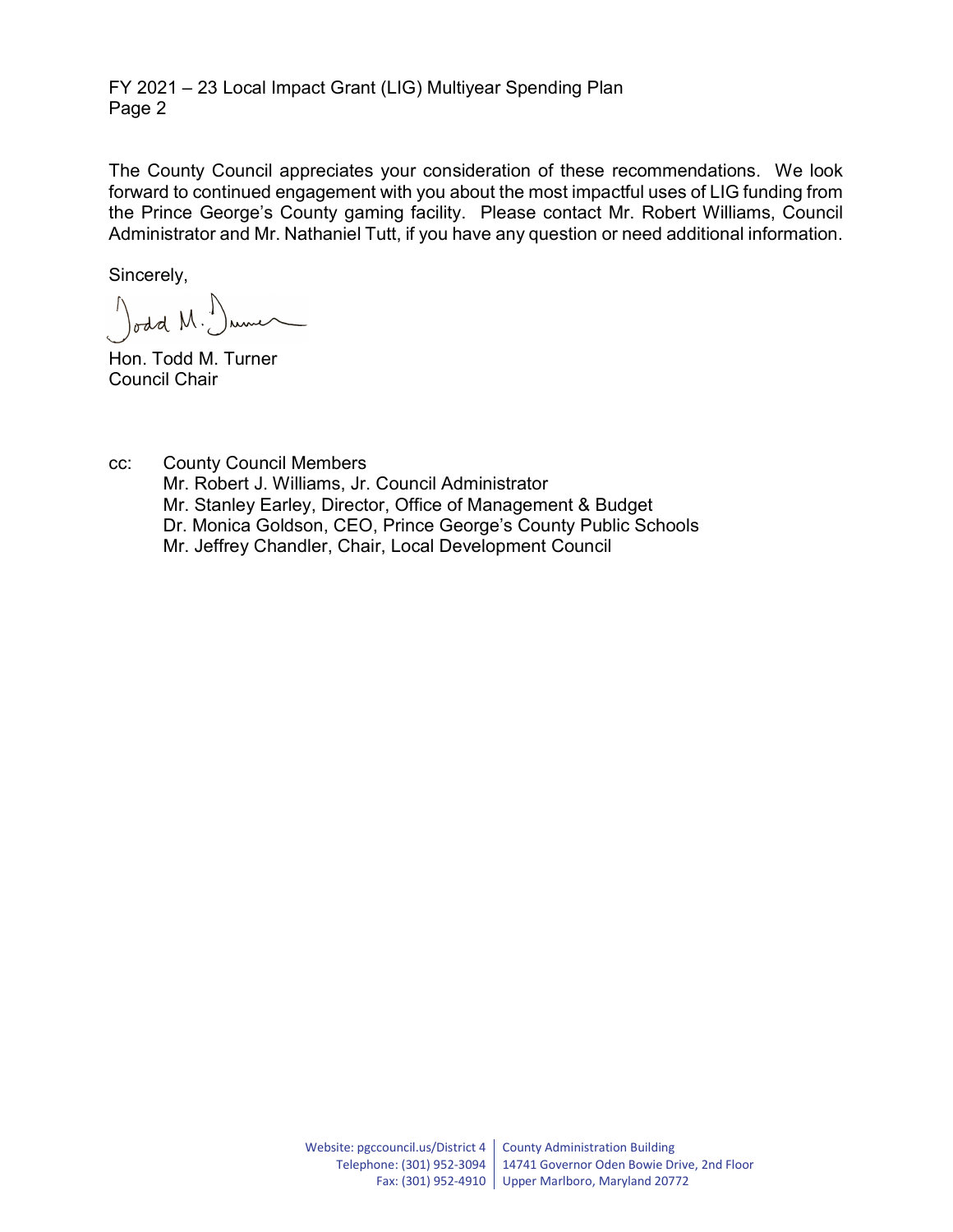The County Council appreciates your consideration of these recommendations. We look forward to continued engagement with you about the most impactful uses of LIG funding from the Prince George's County gaming facility. Please contact Mr. Robert Williams, Council Administrator and Mr. Nathaniel Tutt, if you have any question or need additional information.

Sincerely,

Hon. Todd M. Turner
Council Chair

cc: County Council Members
Mr. Robert J. Williams, Jr. Council Administrator
Mr. Stanley Earley, Director, Office of Management & Budget
Dr. Monica Goldson, CEO, Prince George's County Public Schools
Mr. Jeffrey Chandler, Chair, Local Development Council